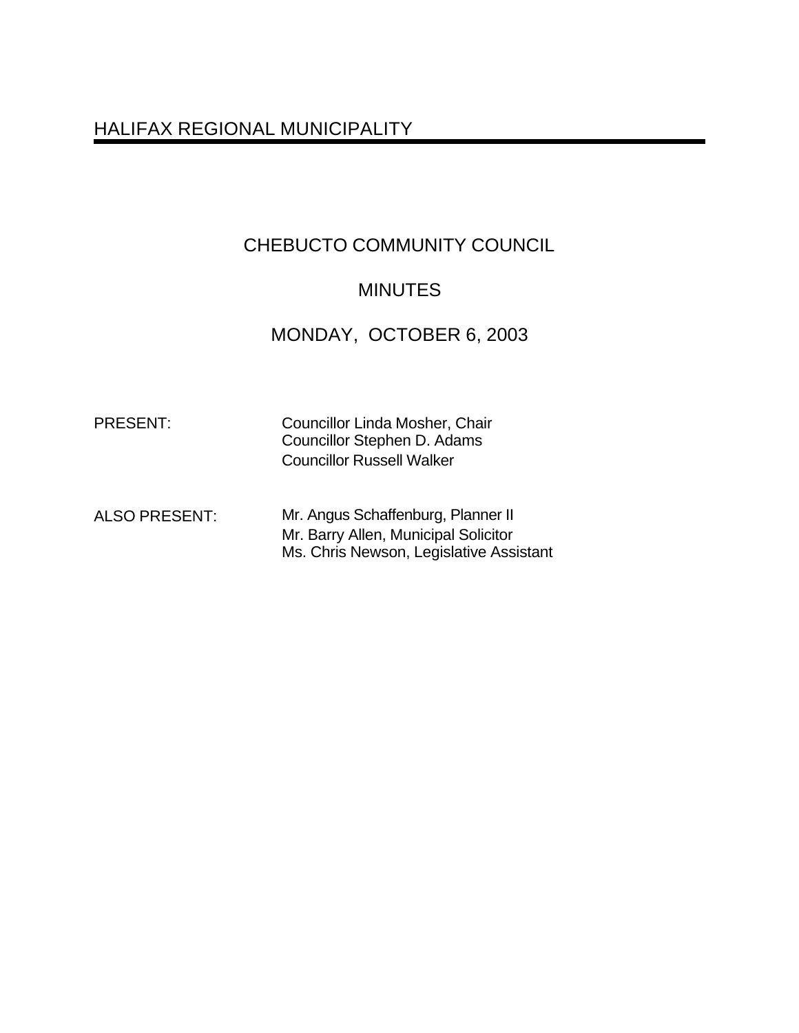HALIFAX REGIONAL MUNICIPALITY

# CHEBUCTO COMMUNITY COUNCIL

## MINUTES

## MONDAY, OCTOBER 6, 2003

PRESENT: Councillor Linda Mosher, Chair
Councillor Stephen D. Adams
Councillor Russell Walker

ALSO PRESENT: Mr. Angus Schaffenburg, Planner II
Mr. Barry Allen, Municipal Solicitor
Ms. Chris Newson, Legislative Assistant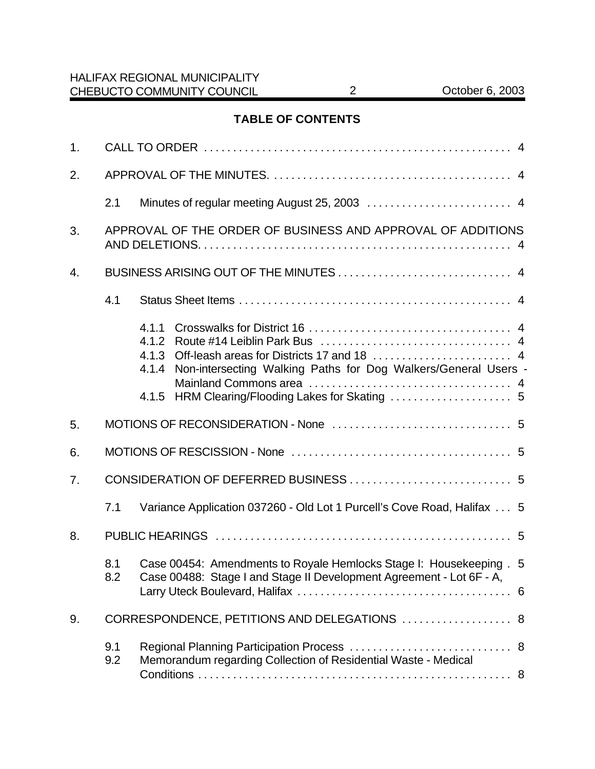## TABLE OF CONTENTS

1. CALL TO ORDER . . . . . . . . . . . . . . . . . . . . . . . . . . . . . . . . . . . . . . . . . . . . . . . . . . . 4

2. APPROVAL OF THE MINUTES. . . . . . . . . . . . . . . . . . . . . . . . . . . . . . . . . . . . . . . . . 4

   2.1 Minutes of regular meeting August 25, 2003 . . . . . . . . . . . . . . . . . . . . . . . . . 4

3. APPROVAL OF THE ORDER OF BUSINESS AND APPROVAL OF ADDITIONS AND DELETIONS. . . . . . . . . . . . . . . . . . . . . . . . . . . . . . . . . . . . . . . . . . . . . . . . . . . . . 4

4. BUSINESS ARISING OUT OF THE MINUTES . . . . . . . . . . . . . . . . . . . . . . . . . . . . . 4

   4.1 Status Sheet Items . . . . . . . . . . . . . . . . . . . . . . . . . . . . . . . . . . . . . . . . . . . . . . 4

      4.1.1 Crosswalks for District 16 . . . . . . . . . . . . . . . . . . . . . . . . . . . . . . . . . . . 4
      4.1.2 Route #14 Leiblin Park Bus . . . . . . . . . . . . . . . . . . . . . . . . . . . . . . . . . 4
      4.1.3 Off-leash areas for Districts 17 and 18 . . . . . . . . . . . . . . . . . . . . . . . . 4
      4.1.4 Non-intersecting Walking Paths for Dog Walkers/General Users - Mainland Commons area . . . . . . . . . . . . . . . . . . . . . . . . . . . . . . . . . . . 4
      4.1.5 HRM Clearing/Flooding Lakes for Skating . . . . . . . . . . . . . . . . . . . . . 5

5. MOTIONS OF RECONSIDERATION - None . . . . . . . . . . . . . . . . . . . . . . . . . . . . . . . 5

6. MOTIONS OF RESCISSION - None . . . . . . . . . . . . . . . . . . . . . . . . . . . . . . . . . . . . . . 5

7. CONSIDERATION OF DEFERRED BUSINESS . . . . . . . . . . . . . . . . . . . . . . . . . . . . 5

   7.1 Variance Application 037260 - Old Lot 1 Purcell's Cove Road, Halifax . . . 5

8. PUBLIC HEARINGS . . . . . . . . . . . . . . . . . . . . . . . . . . . . . . . . . . . . . . . . . . . . . . . . . . . 5

   8.1 Case 00454: Amendments to Royale Hemlocks Stage I: Housekeeping . 5
   8.2 Case 00488: Stage I and Stage II Development Agreement - Lot 6F - A, Larry Uteck Boulevard, Halifax . . . . . . . . . . . . . . . . . . . . . . . . . . . . . . . . . . . . 6

9. CORRESPONDENCE, PETITIONS AND DELEGATIONS . . . . . . . . . . . . . . . . . . . 8

   9.1 Regional Planning Participation Process . . . . . . . . . . . . . . . . . . . . . . . . . . . . 8
   9.2 Memorandum regarding Collection of Residential Waste - Medical Conditions . . . . . . . . . . . . . . . . . . . . . . . . . . . . . . . . . . . . . . . . . . . . . . . . . . . . 8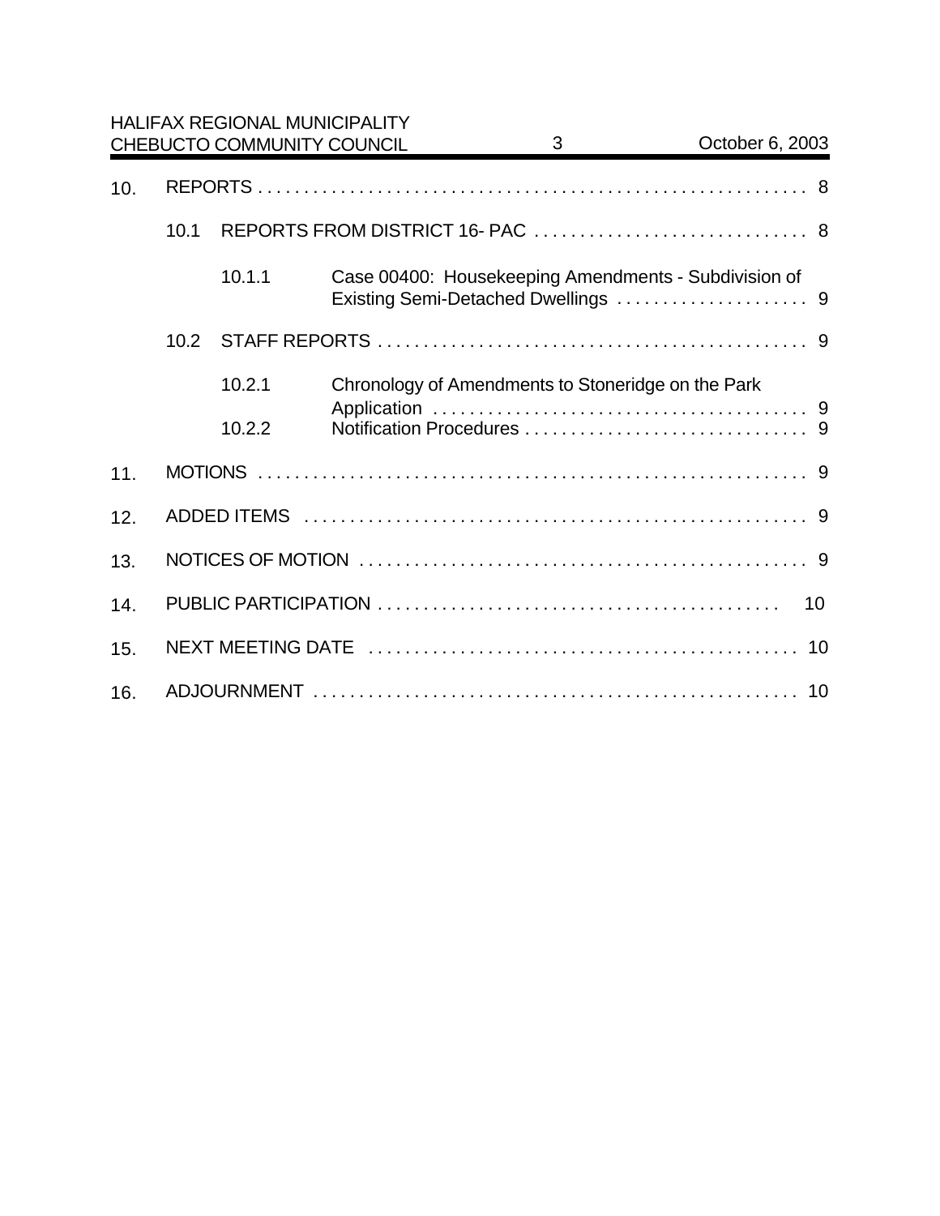10. REPORTS . . . . . . . . . . . . . . . . . . . . . . . . . . . . . . . . . . . . . . . . . . . . . . . . . . . . . . . . . . . . . 8

    10.1 REPORTS FROM DISTRICT 16- PAC . . . . . . . . . . . . . . . . . . . . . . . . . . . . . . 8

        10.1.1 Case 00400: Housekeeping Amendments - Subdivision of Existing Semi-Detached Dwellings . . . . . . . . . . . . . . . . . . . . . 9

    10.2 STAFF REPORTS . . . . . . . . . . . . . . . . . . . . . . . . . . . . . . . . . . . . . . . . . . . . . . . 9

        10.2.1 Chronology of Amendments to Stoneridge on the Park Application . . . . . . . . . . . . . . . . . . . . . . . . . . . . . . . . . . . . . . . . . 9

        10.2.2 Notification Procedures . . . . . . . . . . . . . . . . . . . . . . . . . . . . . . . 9

11. MOTIONS . . . . . . . . . . . . . . . . . . . . . . . . . . . . . . . . . . . . . . . . . . . . . . . . . . . . . . . . . . . . . 9

12. ADDED ITEMS . . . . . . . . . . . . . . . . . . . . . . . . . . . . . . . . . . . . . . . . . . . . . . . . . . . . . . . . 9

13. NOTICES OF MOTION . . . . . . . . . . . . . . . . . . . . . . . . . . . . . . . . . . . . . . . . . . . . . . . . . . 9

14. PUBLIC PARTICIPATION . . . . . . . . . . . . . . . . . . . . . . . . . . . . . . . . . . . . . . . . . . . . 10

15. NEXT MEETING DATE . . . . . . . . . . . . . . . . . . . . . . . . . . . . . . . . . . . . . . . . . . . . . . . 10

16. ADJOURNMENT . . . . . . . . . . . . . . . . . . . . . . . . . . . . . . . . . . . . . . . . . . . . . . . . . . . . 10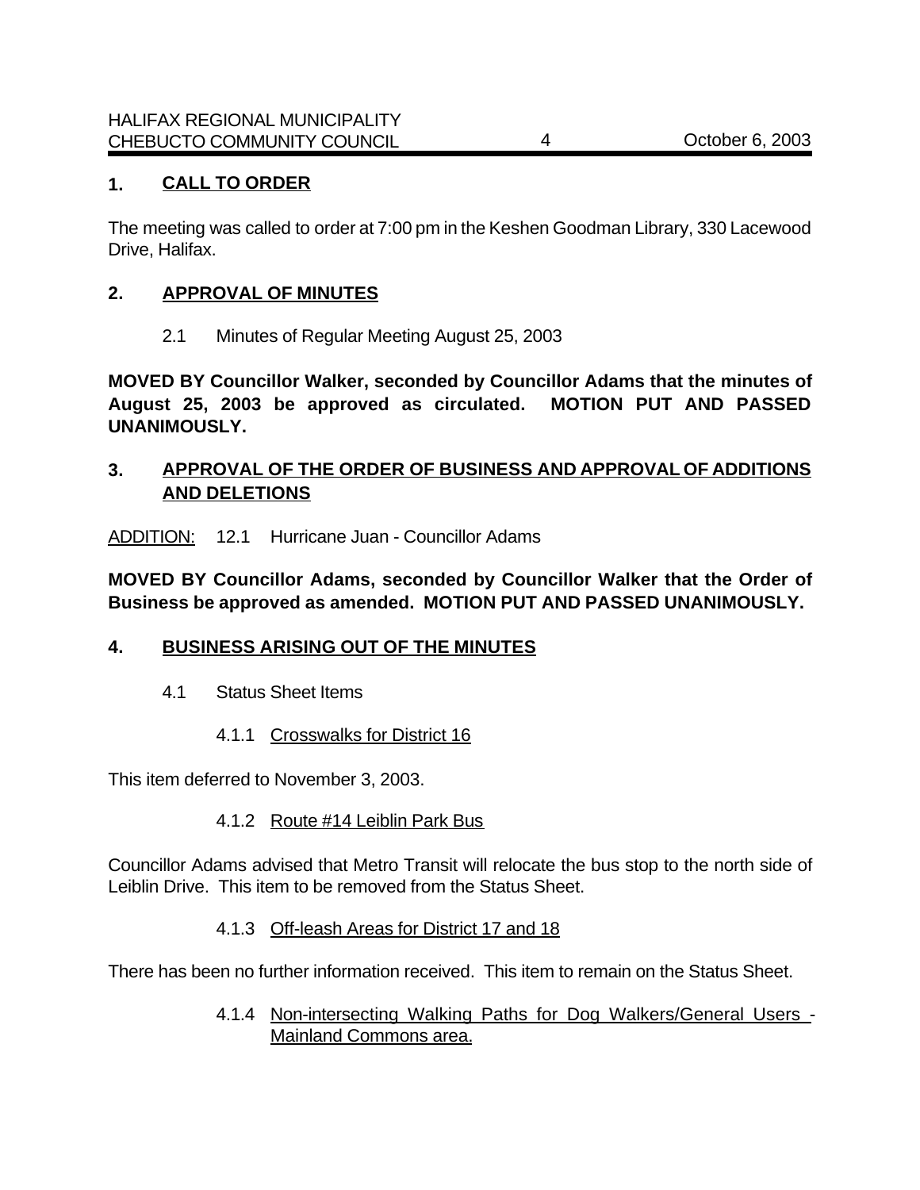## 1. CALL TO ORDER

The meeting was called to order at 7:00 pm in the Keshen Goodman Library, 330 Lacewood Drive, Halifax.

## 2. APPROVAL OF MINUTES

2.1 Minutes of Regular Meeting August 25, 2003

**MOVED BY Councillor Walker, seconded by Councillor Adams that the minutes of August 25, 2003 be approved as circulated. MOTION PUT AND PASSED UNANIMOUSLY.**

## 3. APPROVAL OF THE ORDER OF BUSINESS AND APPROVAL OF ADDITIONS AND DELETIONS

ADDITION: 12.1 Hurricane Juan - Councillor Adams

**MOVED BY Councillor Adams, seconded by Councillor Walker that the Order of Business be approved as amended. MOTION PUT AND PASSED UNANIMOUSLY.**

## 4. BUSINESS ARISING OUT OF THE MINUTES

4.1 Status Sheet Items

4.1.1 Crosswalks for District 16

This item deferred to November 3, 2003.

4.1.2 Route #14 Leiblin Park Bus

Councillor Adams advised that Metro Transit will relocate the bus stop to the north side of Leiblin Drive. This item to be removed from the Status Sheet.

4.1.3 Off-leash Areas for District 17 and 18

There has been no further information received. This item to remain on the Status Sheet.

4.1.4 Non-intersecting Walking Paths for Dog Walkers/General Users - Mainland Commons area.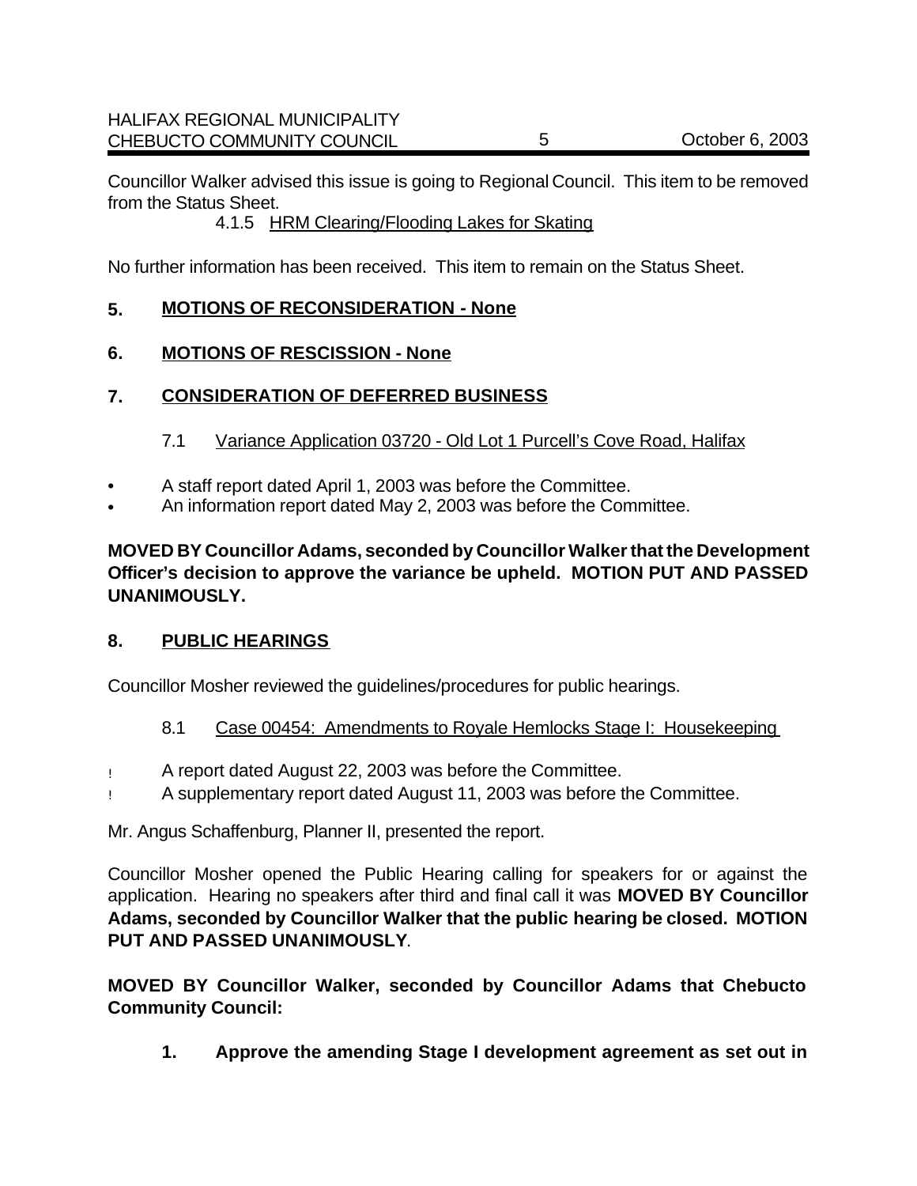Councillor Walker advised this issue is going to Regional Council. This item to be removed from the Status Sheet.

4.1.5 HRM Clearing/Flooding Lakes for Skating

No further information has been received. This item to remain on the Status Sheet.

## 5. MOTIONS OF RECONSIDERATION - None

## 6. MOTIONS OF RESCISSION - None

## 7. CONSIDERATION OF DEFERRED BUSINESS

### 7.1 Variance Application 03720 - Old Lot 1 Purcell's Cove Road, Halifax

- A staff report dated April 1, 2003 was before the Committee.
- An information report dated May 2, 2003 was before the Committee.

**MOVED BY Councillor Adams, seconded by Councillor Walker that the Development Officer's decision to approve the variance be upheld. MOTION PUT AND PASSED UNANIMOUSLY.**

## 8. PUBLIC HEARINGS

Councillor Mosher reviewed the guidelines/procedures for public hearings.

### 8.1 Case 00454: Amendments to Royale Hemlocks Stage I: Housekeeping

- A report dated August 22, 2003 was before the Committee.
- A supplementary report dated August 11, 2003 was before the Committee.

Mr. Angus Schaffenburg, Planner II, presented the report.

Councillor Mosher opened the Public Hearing calling for speakers for or against the application. Hearing no speakers after third and final call it was **MOVED BY Councillor Adams, seconded by Councillor Walker that the public hearing be closed. MOTION PUT AND PASSED UNANIMOUSLY**.

**MOVED BY Councillor Walker, seconded by Councillor Adams that Chebucto Community Council:**

**1. Approve the amending Stage I development agreement as set out in**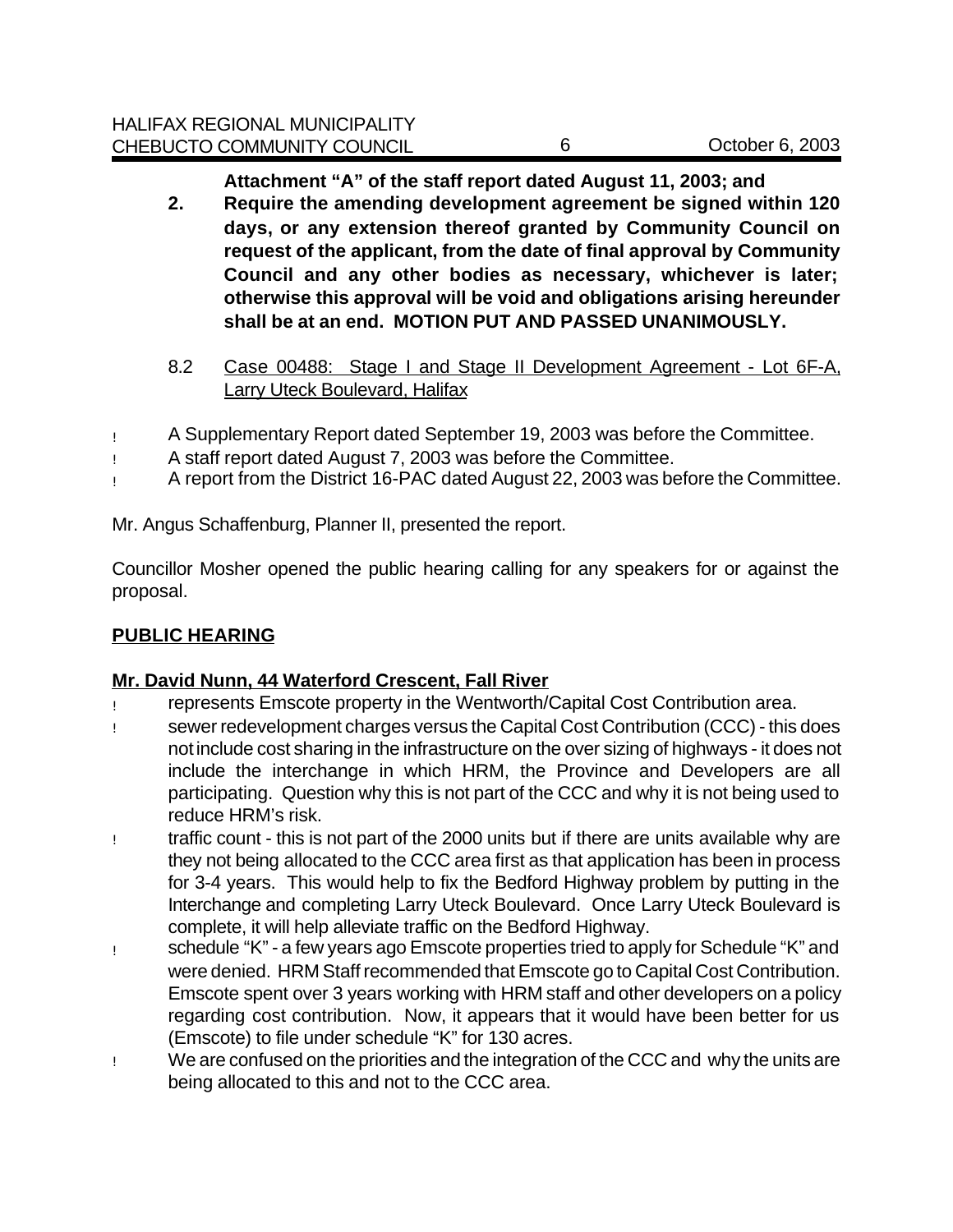**Attachment “A” of the staff report dated August 11, 2003; and**

2. **Require the amending development agreement be signed within 120 days, or any extension thereof granted by Community Council on request of the applicant, from the date of final approval by Community Council and any other bodies as necessary, whichever is later; otherwise this approval will be void and obligations arising hereunder shall be at an end. MOTION PUT AND PASSED UNANIMOUSLY.**

8.2 <u>Case 00488: Stage I and Stage II Development Agreement - Lot 6F-A, Larry Uteck Boulevard, Halifax</u>

- A Supplementary Report dated September 19, 2003 was before the Committee.
- A staff report dated August 7, 2003 was before the Committee.
- A report from the District 16-PAC dated August 22, 2003 was before the Committee.

Mr. Angus Schaffenburg, Planner II, presented the report.

Councillor Mosher opened the public hearing calling for any speakers for or against the proposal.

**<u>PUBLIC HEARING</u>**

**<u>Mr. David Nunn, 44 Waterford Crescent, Fall River</u>**

- represents Emscote property in the Wentworth/Capital Cost Contribution area.
- sewer redevelopment charges versus the Capital Cost Contribution (CCC) - this does not include cost sharing in the infrastructure on the over sizing of highways - it does not include the interchange in which HRM, the Province and Developers are all participating. Question why this is not part of the CCC and why it is not being used to reduce HRM’s risk.
- traffic count - this is not part of the 2000 units but if there are units available why are they not being allocated to the CCC area first as that application has been in process for 3-4 years. This would help to fix the Bedford Highway problem by putting in the Interchange and completing Larry Uteck Boulevard. Once Larry Uteck Boulevard is complete, it will help alleviate traffic on the Bedford Highway.
- schedule “K” - a few years ago Emscote properties tried to apply for Schedule “K” and were denied. HRM Staff recommended that Emscote go to Capital Cost Contribution. Emscote spent over 3 years working with HRM staff and other developers on a policy regarding cost contribution. Now, it appears that it would have been better for us (Emscote) to file under schedule “K” for 130 acres.
- We are confused on the priorities and the integration of the CCC and why the units are being allocated to this and not to the CCC area.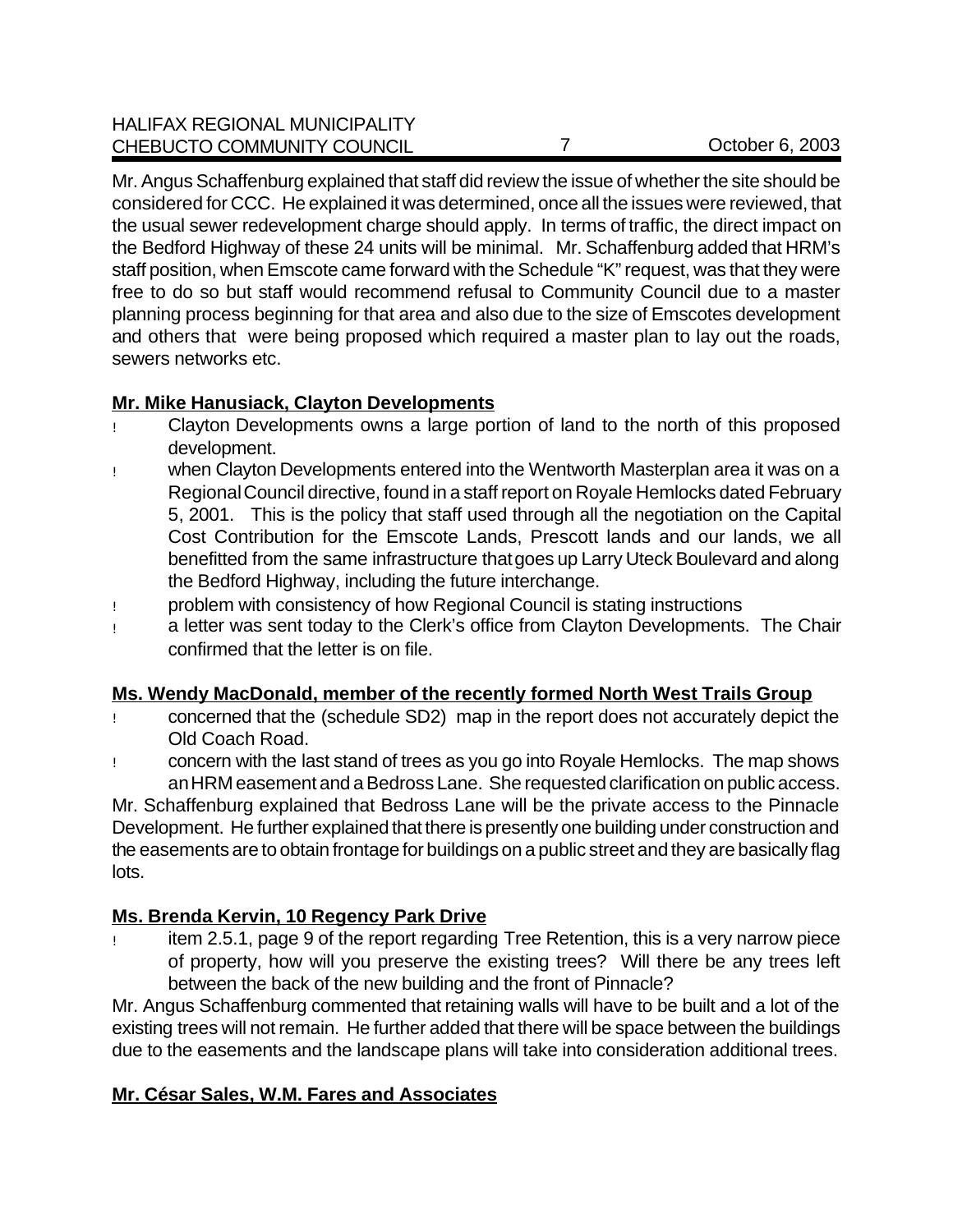Mr. Angus Schaffenburg explained that staff did review the issue of whether the site should be considered for CCC. He explained it was determined, once all the issues were reviewed, that the usual sewer redevelopment charge should apply. In terms of traffic, the direct impact on the Bedford Highway of these 24 units will be minimal. Mr. Schaffenburg added that HRM's staff position, when Emscote came forward with the Schedule "K" request, was that they were free to do so but staff would recommend refusal to Community Council due to a master planning process beginning for that area and also due to the size of Emscotes development and others that were being proposed which required a master plan to lay out the roads, sewers networks etc.

**Mr. Mike Hanusiack, Clayton Developments**

- Clayton Developments owns a large portion of land to the north of this proposed development.
- when Clayton Developments entered into the Wentworth Masterplan area it was on a Regional Council directive, found in a staff report on Royale Hemlocks dated February 5, 2001. This is the policy that staff used through all the negotiation on the Capital Cost Contribution for the Emscote Lands, Prescott lands and our lands, we all benefitted from the same infrastructure that goes up Larry Uteck Boulevard and along the Bedford Highway, including the future interchange.
- problem with consistency of how Regional Council is stating instructions
- a letter was sent today to the Clerk's office from Clayton Developments. The Chair confirmed that the letter is on file.

**Ms. Wendy MacDonald, member of the recently formed North West Trails Group**

- concerned that the (schedule SD2) map in the report does not accurately depict the Old Coach Road.
- concern with the last stand of trees as you go into Royale Hemlocks. The map shows an HRM easement and a Bedross Lane. She requested clarification on public access.

Mr. Schaffenburg explained that Bedross Lane will be the private access to the Pinnacle Development. He further explained that there is presently one building under construction and the easements are to obtain frontage for buildings on a public street and they are basically flag lots.

**Ms. Brenda Kervin, 10 Regency Park Drive**

- item 2.5.1, page 9 of the report regarding Tree Retention, this is a very narrow piece of property, how will you preserve the existing trees? Will there be any trees left between the back of the new building and the front of Pinnacle?

Mr. Angus Schaffenburg commented that retaining walls will have to be built and a lot of the existing trees will not remain. He further added that there will be space between the buildings due to the easements and the landscape plans will take into consideration additional trees.

**Mr. César Sales, W.M. Fares and Associates**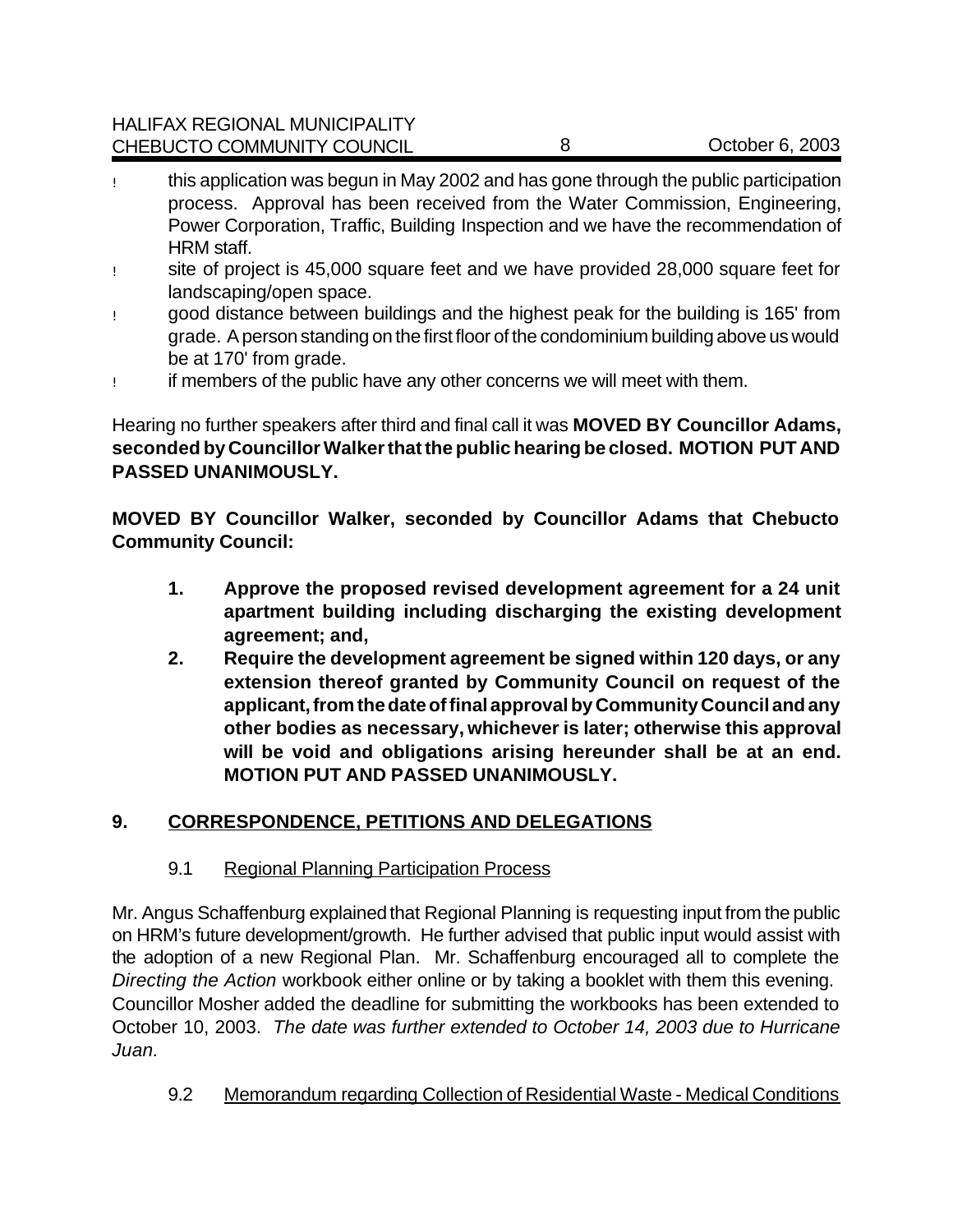- this application was begun in May 2002 and has gone through the public participation process. Approval has been received from the Water Commission, Engineering, Power Corporation, Traffic, Building Inspection and we have the recommendation of HRM staff.
- site of project is 45,000 square feet and we have provided 28,000 square feet for landscaping/open space.
- good distance between buildings and the highest peak for the building is 165' from grade. A person standing on the first floor of the condominium building above us would be at 170' from grade.
- if members of the public have any other concerns we will meet with them.

Hearing no further speakers after third and final call it was **MOVED BY Councillor Adams, seconded by Councillor Walker that the public hearing be closed. MOTION PUT AND PASSED UNANIMOUSLY.**

**MOVED BY Councillor Walker, seconded by Councillor Adams that Chebucto Community Council:**

> **1. Approve the proposed revised development agreement for a 24 unit apartment building including discharging the existing development agreement; and,**
>
> **2. Require the development agreement be signed within 120 days, or any extension thereof granted by Community Council on request of the applicant, from the date of final approval by Community Council and any other bodies as necessary, whichever is later; otherwise this approval will be void and obligations arising hereunder shall be at an end. MOTION PUT AND PASSED UNANIMOUSLY.**

## 9. CORRESPONDENCE, PETITIONS AND DELEGATIONS

### 9.1 Regional Planning Participation Process

Mr. Angus Schaffenburg explained that Regional Planning is requesting input from the public on HRM's future development/growth. He further advised that public input would assist with the adoption of a new Regional Plan. Mr. Schaffenburg encouraged all to complete the *Directing the Action* workbook either online or by taking a booklet with them this evening. Councillor Mosher added the deadline for submitting the workbooks has been extended to October 10, 2003. *The date was further extended to October 14, 2003 due to Hurricane Juan.*

### 9.2 Memorandum regarding Collection of Residential Waste - Medical Conditions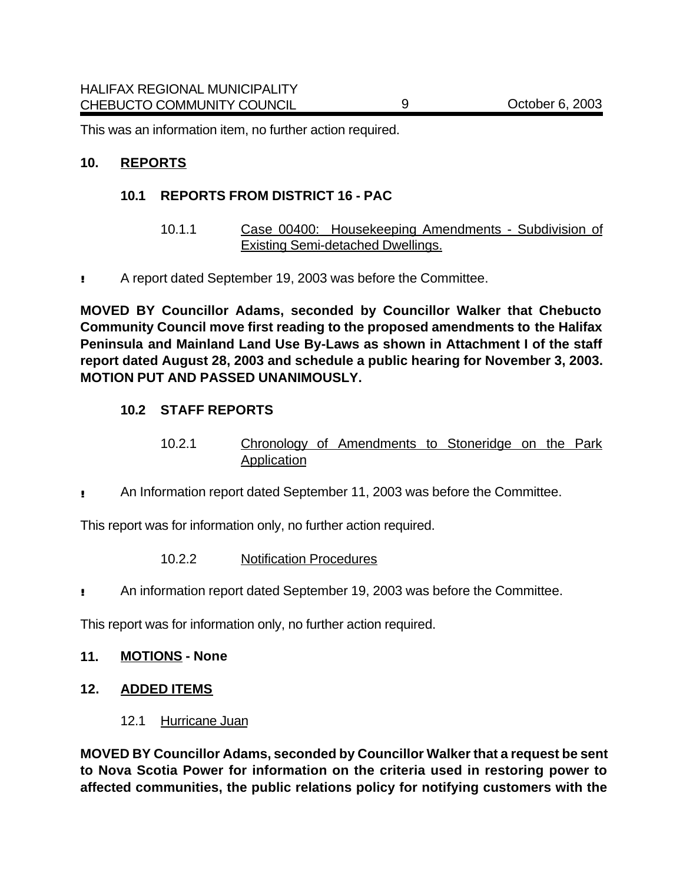This was an information item, no further action required.

## 10. REPORTS

### 10.1 REPORTS FROM DISTRICT 16 - PAC

10.1.1 Case 00400: Housekeeping Amendments - Subdivision of Existing Semi-detached Dwellings.

- A report dated September 19, 2003 was before the Committee.

**MOVED BY Councillor Adams, seconded by Councillor Walker that Chebucto Community Council move first reading to the proposed amendments to the Halifax Peninsula and Mainland Land Use By-Laws as shown in Attachment I of the staff report dated August 28, 2003 and schedule a public hearing for November 3, 2003. MOTION PUT AND PASSED UNANIMOUSLY.**

### 10.2 STAFF REPORTS

10.2.1 Chronology of Amendments to Stoneridge on the Park Application

- An Information report dated September 11, 2003 was before the Committee.

This report was for information only, no further action required.

10.2.2 Notification Procedures

- An information report dated September 19, 2003 was before the Committee.

This report was for information only, no further action required.

## 11. MOTIONS - None

## 12. ADDED ITEMS

12.1 Hurricane Juan

**MOVED BY Councillor Adams, seconded by Councillor Walker that a request be sent to Nova Scotia Power for information on the criteria used in restoring power to affected communities, the public relations policy for notifying customers with the**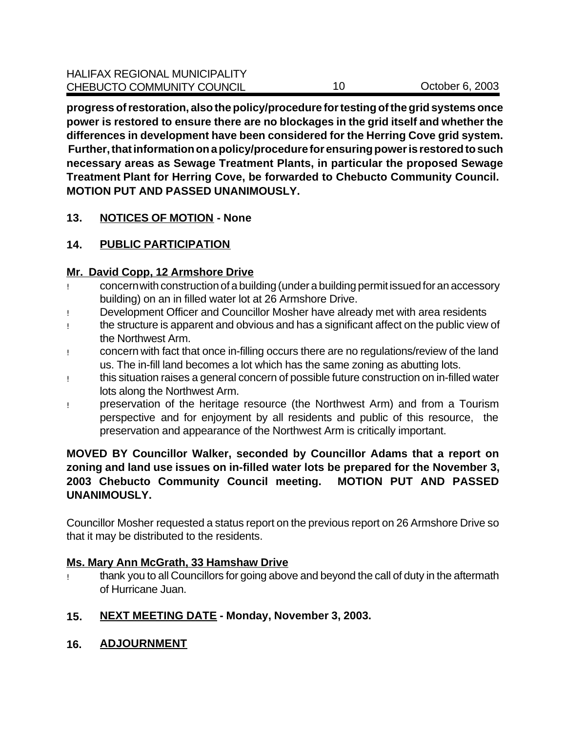**progress of restoration, also the policy/procedure for testing of the grid systems once power is restored to ensure there are no blockages in the grid itself and whether the differences in development have been considered for the Herring Cove grid system. Further, that information on a policy/procedure for ensuring power is restored to such necessary areas as Sewage Treatment Plants, in particular the proposed Sewage Treatment Plant for Herring Cove, be forwarded to Chebucto Community Council. MOTION PUT AND PASSED UNANIMOUSLY.**

## 13. NOTICES OF MOTION - None

## 14. PUBLIC PARTICIPATION

### Mr. David Copp, 12 Armshore Drive

- concern with construction of a building (under a building permit issued for an accessory building) on an in filled water lot at 26 Armshore Drive.
- Development Officer and Councillor Mosher have already met with area residents
- the structure is apparent and obvious and has a significant affect on the public view of the Northwest Arm.
- concern with fact that once in-filling occurs there are no regulations/review of the land us. The in-fill land becomes a lot which has the same zoning as abutting lots.
- this situation raises a general concern of possible future construction on in-filled water lots along the Northwest Arm.
- preservation of the heritage resource (the Northwest Arm) and from a Tourism perspective and for enjoyment by all residents and public of this resource, the preservation and appearance of the Northwest Arm is critically important.

**MOVED BY Councillor Walker, seconded by Councillor Adams that a report on zoning and land use issues on in-filled water lots be prepared for the November 3, 2003 Chebucto Community Council meeting. MOTION PUT AND PASSED UNANIMOUSLY.**

Councillor Mosher requested a status report on the previous report on 26 Armshore Drive so that it may be distributed to the residents.

### Ms. Mary Ann McGrath, 33 Hamshaw Drive

- thank you to all Councillors for going above and beyond the call of duty in the aftermath of Hurricane Juan.

## 15. NEXT MEETING DATE - Monday, November 3, 2003.

## 16. ADJOURNMENT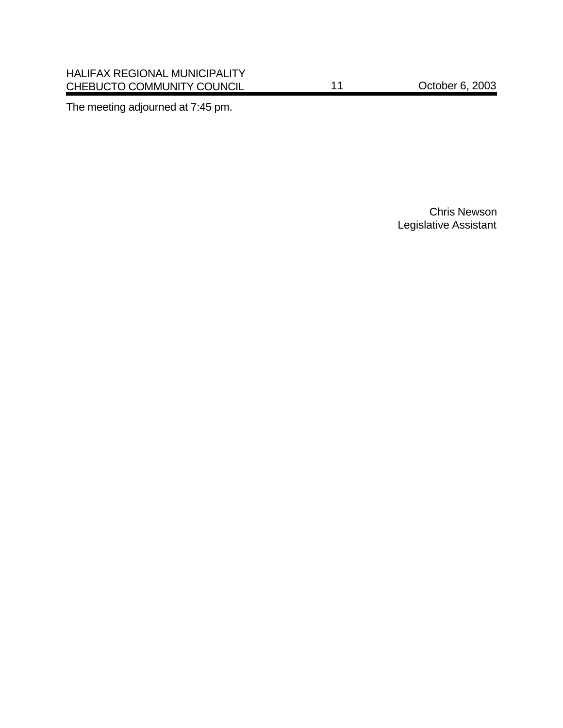The meeting adjourned at 7:45 pm.

Chris Newson
Legislative Assistant